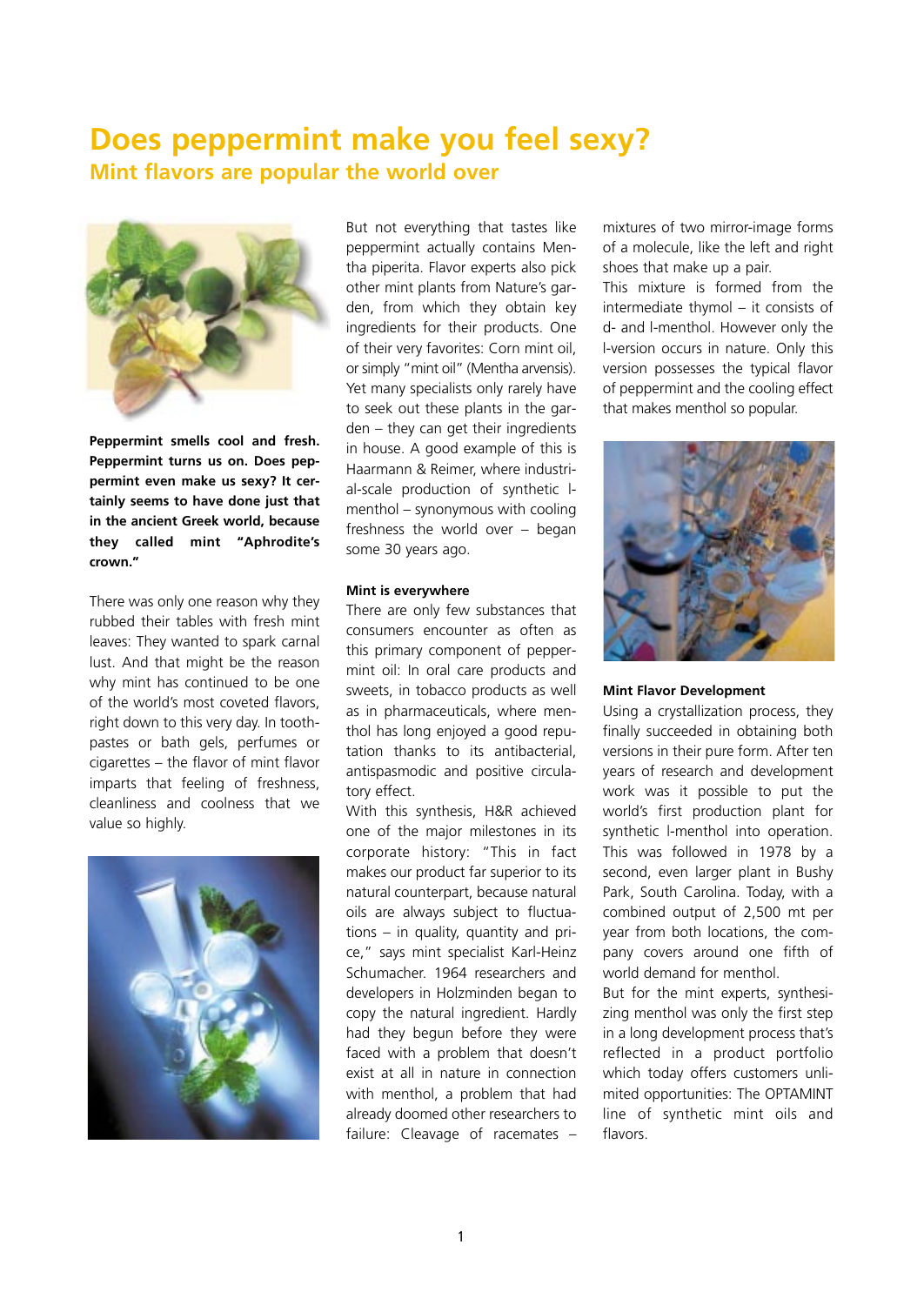# Does peppermint make you feel sexy?

## Mint flavors are popular the world over

**Peppermint smells cool and fresh. Peppermint turns us on. Does peppermint even make us sexy? It certainly seems to have done just that in the ancient Greek world, because they called mint "Aphrodite's crown."**

There was only one reason why they rubbed their tables with fresh mint leaves: They wanted to spark carnal lust. And that might be the reason why mint has continued to be one of the world's most coveted flavors, right down to this very day. In toothpastes or bath gels, perfumes or cigarettes – the flavor of mint flavor imparts that feeling of freshness, cleanliness and coolness that we value so highly.

But not everything that tastes like peppermint actually contains Mentha piperita. Flavor experts also pick other mint plants from Nature's garden, from which they obtain key ingredients for their products. One of their very favorites: Corn mint oil, or simply "mint oil" (Mentha arvensis). Yet many specialists only rarely have to seek out these plants in the garden – they can get their ingredients in house. A good example of this is Haarmann & Reimer, where industrial-scale production of synthetic l-menthol – synonymous with cooling freshness the world over – began some 30 years ago.

#### Mint is everywhere

There are only few substances that consumers encounter as often as this primary component of peppermint oil: In oral care products and sweets, in tobacco products as well as in pharmaceuticals, where menthol has long enjoyed a good reputation thanks to its antibacterial, antispasmodic and positive circulatory effect.

With this synthesis, H&R achieved one of the major milestones in its corporate history: "This in fact makes our product far superior to its natural counterpart, because natural oils are always subject to fluctuations – in quality, quantity and price," says mint specialist Karl-Heinz Schumacher. 1964 researchers and developers in Holzminden began to copy the natural ingredient. Hardly had they begun before they were faced with a problem that doesn't exist at all in nature in connection with menthol, a problem that had already doomed other researchers to failure: Cleavage of racemates – mixtures of two mirror-image forms of a molecule, like the left and right shoes that make up a pair.

This mixture is formed from the intermediate thymol – it consists of d- and l-menthol. However only the l-version occurs in nature. Only this version possesses the typical flavor of peppermint and the cooling effect that makes menthol so popular.

#### Mint Flavor Development

Using a crystallization process, they finally succeeded in obtaining both versions in their pure form. After ten years of research and development work was it possible to put the world's first production plant for synthetic l-menthol into operation. This was followed in 1978 by a second, even larger plant in Bushy Park, South Carolina. Today, with a combined output of 2,500 mt per year from both locations, the company covers around one fifth of world demand for menthol.

But for the mint experts, synthesizing menthol was only the first step in a long development process that's reflected in a product portfolio which today offers customers unlimited opportunities: The OPTAMINT line of synthetic mint oils and flavors.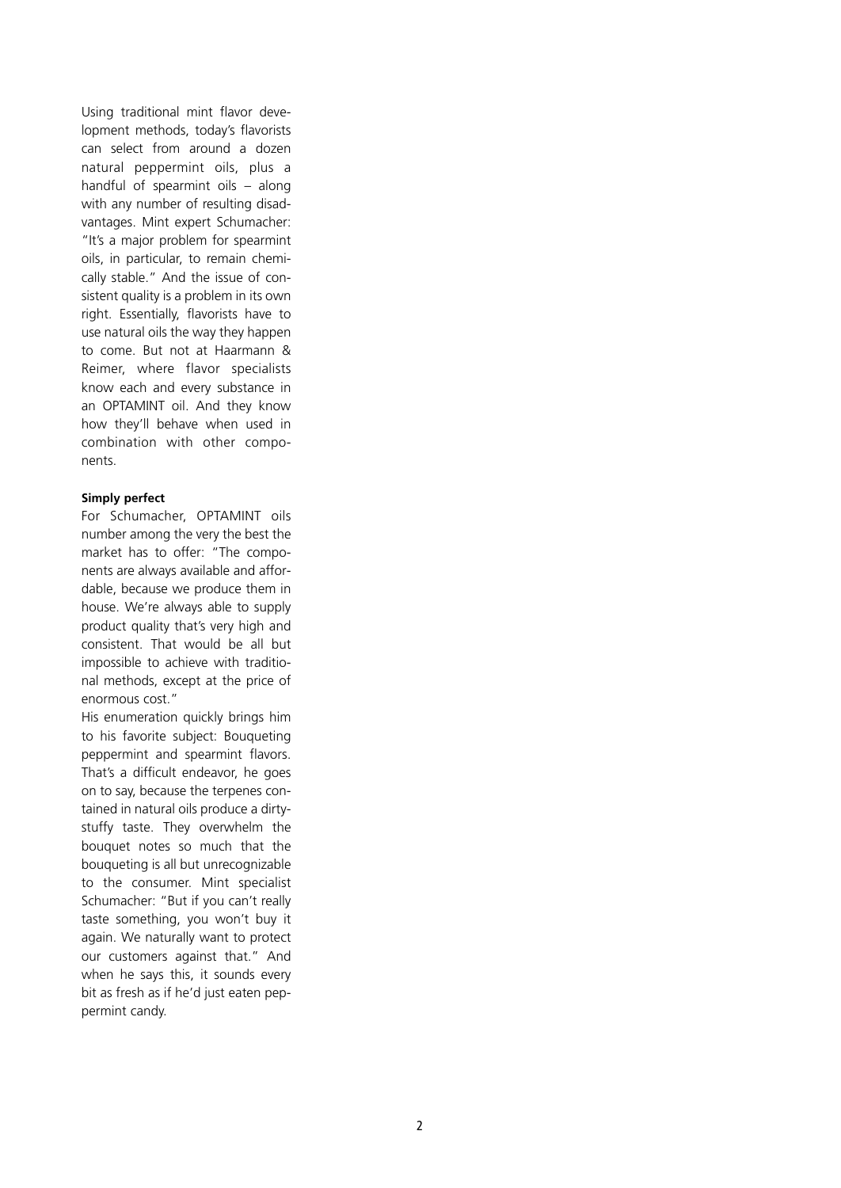Using traditional mint flavor development methods, today's flavorists can select from around a dozen natural peppermint oils, plus a handful of spearmint oils – along with any number of resulting disadvantages. Mint expert Schumacher: "It's a major problem for spearmint oils, in particular, to remain chemically stable." And the issue of consistent quality is a problem in its own right. Essentially, flavorists have to use natural oils the way they happen to come. But not at Haarmann & Reimer, where flavor specialists know each and every substance in an OPTAMINT oil. And they know how they'll behave when used in combination with other components.

**Simply perfect**

For Schumacher, OPTAMINT oils number among the very the best the market has to offer: "The components are always available and affordable, because we produce them in house. We're always able to supply product quality that's very high and consistent. That would be all but impossible to achieve with traditional methods, except at the price of enormous cost."

His enumeration quickly brings him to his favorite subject: Bouqueting peppermint and spearmint flavors. That's a difficult endeavor, he goes on to say, because the terpenes contained in natural oils produce a dirty-stuffy taste. They overwhelm the bouquet notes so much that the bouqueting is all but unrecognizable to the consumer. Mint specialist Schumacher: "But if you can't really taste something, you won't buy it again. We naturally want to protect our customers against that." And when he says this, it sounds every bit as fresh as if he'd just eaten peppermint candy.